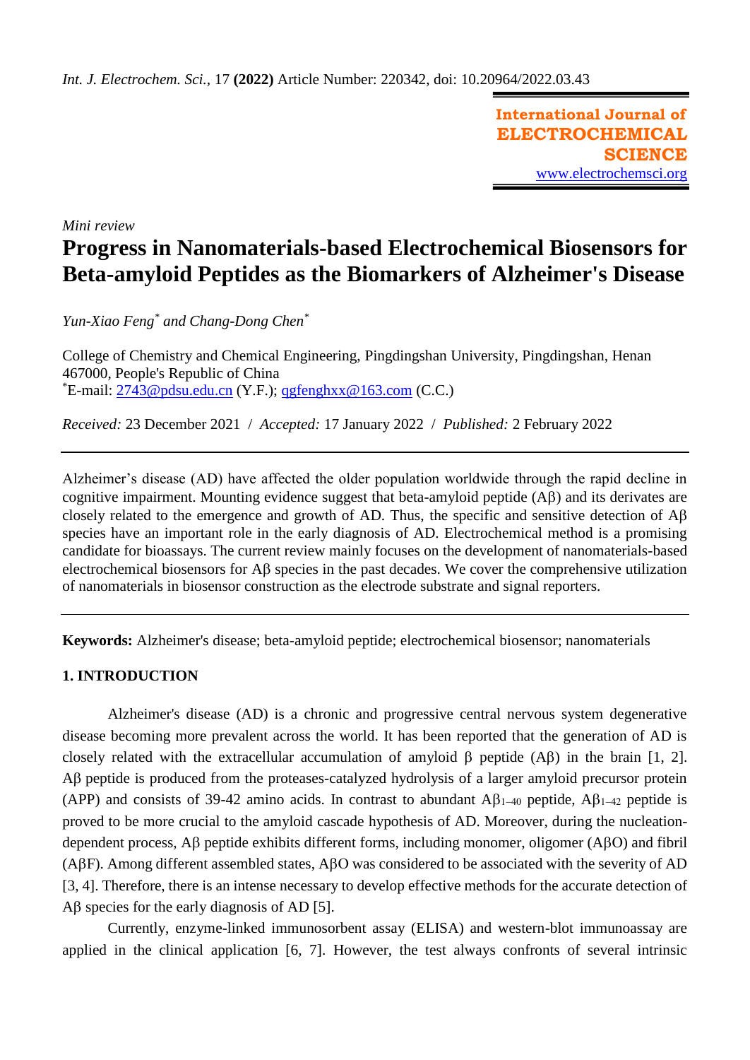*Mini review*

# Progress in Nanomaterials-based Electrochemical Biosensors for Beta-amyloid Peptides as the Biomarkers of Alzheimer's Disease

*Yun-Xiao Feng\* and Chang-Dong Chen\**

College of Chemistry and Chemical Engineering, Pingdingshan University, Pingdingshan, Henan 467000, People's Republic of China
\*E-mail: 2743@pdsu.edu.cn (Y.F.); qgfenghxx@163.com (C.C.)

*Received:* 23 December 2021 / *Accepted:* 17 January 2022 / *Published:* 2 February 2022

---

Alzheimer's disease (AD) have affected the older population worldwide through the rapid decline in cognitive impairment. Mounting evidence suggest that beta-amyloid peptide (Aβ) and its derivates are closely related to the emergence and growth of AD. Thus, the specific and sensitive detection of Aβ species have an important role in the early diagnosis of AD. Electrochemical method is a promising candidate for bioassays. The current review mainly focuses on the development of nanomaterials-based electrochemical biosensors for Aβ species in the past decades. We cover the comprehensive utilization of nanomaterials in biosensor construction as the electrode substrate and signal reporters.

---

**Keywords:** Alzheimer's disease; beta-amyloid peptide; electrochemical biosensor; nanomaterials

## 1. INTRODUCTION

Alzheimer's disease (AD) is a chronic and progressive central nervous system degenerative disease becoming more prevalent across the world. It has been reported that the generation of AD is closely related with the extracellular accumulation of amyloid β peptide (Aβ) in the brain [1, 2]. Aβ peptide is produced from the proteases-catalyzed hydrolysis of a larger amyloid precursor protein (APP) and consists of 39-42 amino acids. In contrast to abundant $Aβ_{1–40}$ peptide, $Aβ_{1–42}$ peptide is proved to be more crucial to the amyloid cascade hypothesis of AD. Moreover, during the nucleation-dependent process, Aβ peptide exhibits different forms, including monomer, oligomer (AβO) and fibril (AβF). Among different assembled states, AβO was considered to be associated with the severity of AD [3, 4]. Therefore, there is an intense necessary to develop effective methods for the accurate detection of Aβ species for the early diagnosis of AD [5].

Currently, enzyme-linked immunosorbent assay (ELISA) and western-blot immunoassay are applied in the clinical application [6, 7]. However, the test always confronts of several intrinsic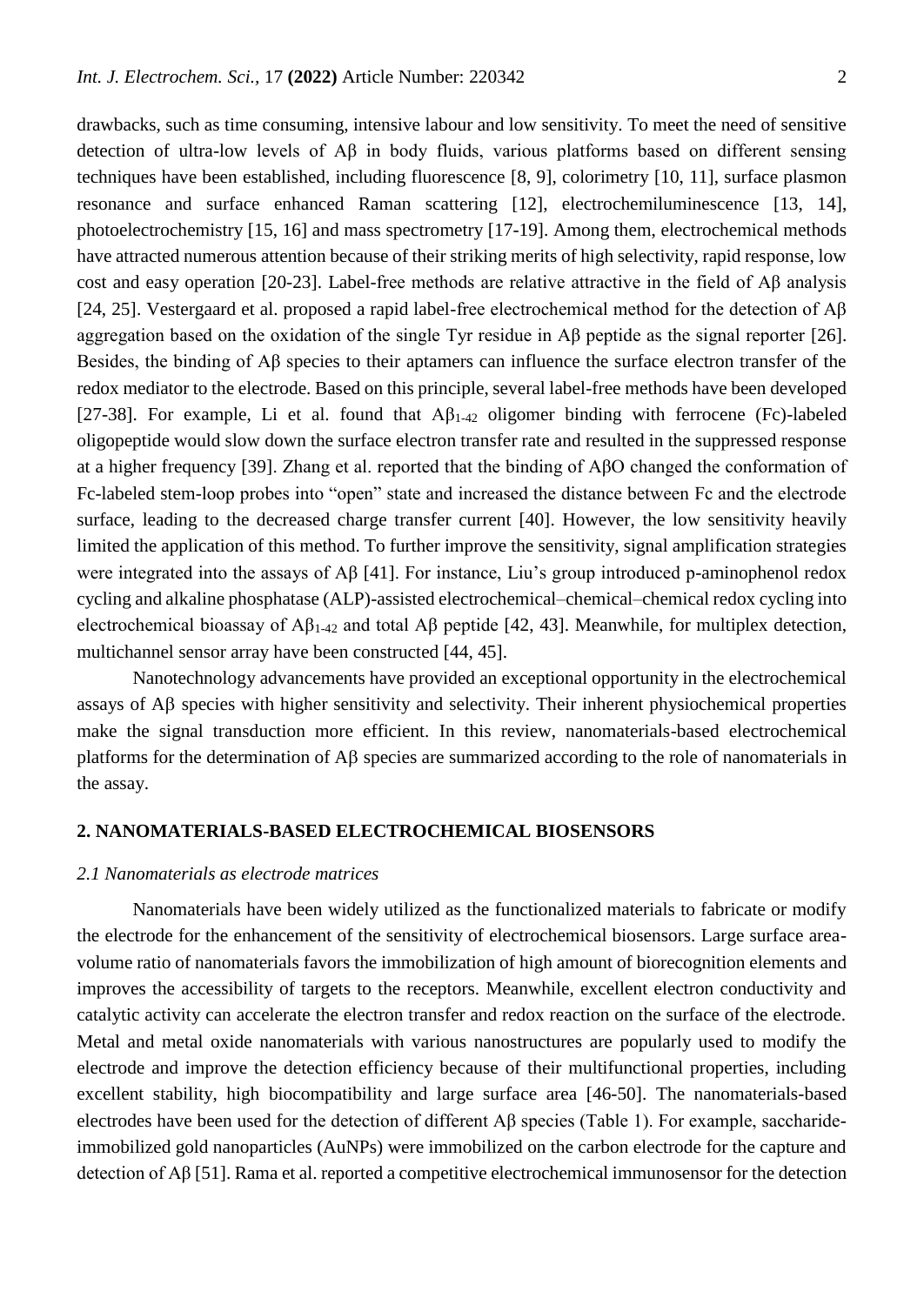drawbacks, such as time consuming, intensive labour and low sensitivity. To meet the need of sensitive detection of ultra-low levels of Aβ in body fluids, various platforms based on different sensing techniques have been established, including fluorescence [8, 9], colorimetry [10, 11], surface plasmon resonance and surface enhanced Raman scattering [12], electrochemiluminescence [13, 14], photoelectrochemistry [15, 16] and mass spectrometry [17-19]. Among them, electrochemical methods have attracted numerous attention because of their striking merits of high selectivity, rapid response, low cost and easy operation [20-23]. Label-free methods are relative attractive in the field of Aβ analysis [24, 25]. Vestergaard et al. proposed a rapid label-free electrochemical method for the detection of Aβ aggregation based on the oxidation of the single Tyr residue in Aβ peptide as the signal reporter [26]. Besides, the binding of Aβ species to their aptamers can influence the surface electron transfer of the redox mediator to the electrode. Based on this principle, several label-free methods have been developed [27-38]. For example, Li et al. found that $A\beta_{1-42}$ oligomer binding with ferrocene (Fc)-labeled oligopeptide would slow down the surface electron transfer rate and resulted in the suppressed response at a higher frequency [39]. Zhang et al. reported that the binding of AβO changed the conformation of Fc-labeled stem-loop probes into "open" state and increased the distance between Fc and the electrode surface, leading to the decreased charge transfer current [40]. However, the low sensitivity heavily limited the application of this method. To further improve the sensitivity, signal amplification strategies were integrated into the assays of Aβ [41]. For instance, Liu's group introduced p-aminophenol redox cycling and alkaline phosphatase (ALP)-assisted electrochemical–chemical–chemical redox cycling into electrochemical bioassay of $A\beta_{1-42}$ and total Aβ peptide [42, 43]. Meanwhile, for multiplex detection, multichannel sensor array have been constructed [44, 45].

Nanotechnology advancements have provided an exceptional opportunity in the electrochemical assays of Aβ species with higher sensitivity and selectivity. Their inherent physiochemical properties make the signal transduction more efficient. In this review, nanomaterials-based electrochemical platforms for the determination of Aβ species are summarized according to the role of nanomaterials in the assay.

## 2. NANOMATERIALS-BASED ELECTROCHEMICAL BIOSENSORS

### *2.1 Nanomaterials as electrode matrices*

Nanomaterials have been widely utilized as the functionalized materials to fabricate or modify the electrode for the enhancement of the sensitivity of electrochemical biosensors. Large surface area-volume ratio of nanomaterials favors the immobilization of high amount of biorecognition elements and improves the accessibility of targets to the receptors. Meanwhile, excellent electron conductivity and catalytic activity can accelerate the electron transfer and redox reaction on the surface of the electrode. Metal and metal oxide nanomaterials with various nanostructures are popularly used to modify the electrode and improve the detection efficiency because of their multifunctional properties, including excellent stability, high biocompatibility and large surface area [46-50]. The nanomaterials-based electrodes have been used for the detection of different Aβ species (Table 1). For example, saccharide-immobilized gold nanoparticles (AuNPs) were immobilized on the carbon electrode for the capture and detection of Aβ [51]. Rama et al. reported a competitive electrochemical immunosensor for the detection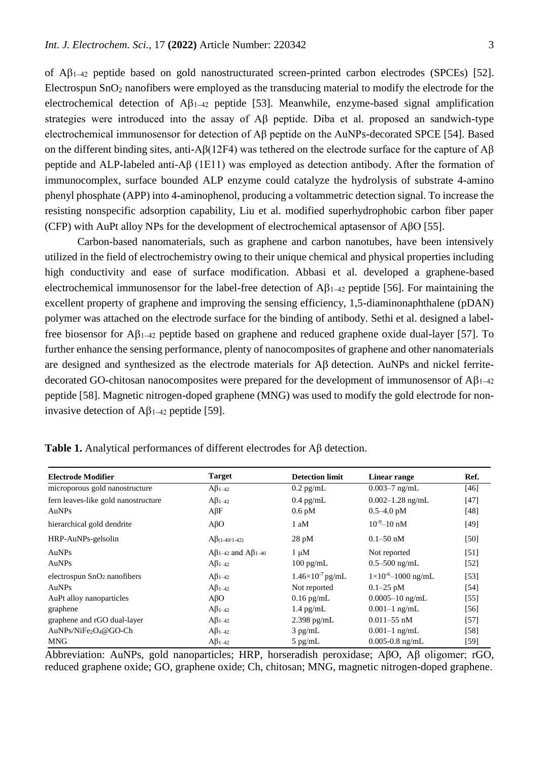of $A\beta_{1-42}$ peptide based on gold nanostructurated screen-printed carbon electrodes (SPCEs) [52]. Electrospun $SnO_2$ nanofibers were employed as the transducing material to modify the electrode for the electrochemical detection of $A\beta_{1-42}$ peptide [53]. Meanwhile, enzyme-based signal amplification strategies were introduced into the assay of Aβ peptide. Diba et al. proposed an sandwich-type electrochemical immunosensor for detection of Aβ peptide on the AuNPs-decorated SPCE [54]. Based on the different binding sites, anti-Aβ(12F4) was tethered on the electrode surface for the capture of Aβ peptide and ALP-labeled anti-Aβ (1E11) was employed as detection antibody. After the formation of immunocomplex, surface bounded ALP enzyme could catalyze the hydrolysis of substrate 4-amino phenyl phosphate (APP) into 4-aminophenol, producing a voltammetric detection signal. To increase the resisting nonspecific adsorption capability, Liu et al. modified superhydrophobic carbon fiber paper (CFP) with AuPt alloy NPs for the development of electrochemical aptasensor of AβO [55].

Carbon-based nanomaterials, such as graphene and carbon nanotubes, have been intensively utilized in the field of electrochemistry owing to their unique chemical and physical properties including high conductivity and ease of surface modification. Abbasi et al. developed a graphene-based electrochemical immunosensor for the label-free detection of $A\beta_{1-42}$ peptide [56]. For maintaining the excellent property of graphene and improving the sensing efficiency, 1,5-diaminonaphthalene (pDAN) polymer was attached on the electrode surface for the binding of antibody. Sethi et al. designed a label-free biosensor for $A\beta_{1-42}$ peptide based on graphene and reduced graphene oxide dual-layer [57]. To further enhance the sensing performance, plenty of nanocomposites of graphene and other nanomaterials are designed and synthesized as the electrode materials for Aβ detection. AuNPs and nickel ferrite-decorated GO-chitosan nanocomposites were prepared for the development of immunosensor of $A\beta_{1-42}$ peptide [58]. Magnetic nitrogen-doped graphene (MNG) was used to modify the gold electrode for non-invasive detection of $A\beta_{1-42}$ peptide [59].

**Table 1.** Analytical performances of different electrodes for Aβ detection.

| Electrode Modifier | Target | Detection limit | Linear range | Ref. |
|---|---|---|---|---|
| microporous gold nanostructure | $A\beta_{1-42}$ | 0.2 pg/mL | 0.003–7 ng/mL | [46] |
| fern leaves-like gold nanostructure | $A\beta_{1-42}$ | 0.4 pg/mL | 0.002–1.28 ng/mL | [47] |
| AuNPs | AβF | 0.6 pM | 0.5–4.0 pM | [48] |
| hierarchical gold dendrite | AβO | 1 aM | $10^{-9}$–10 nM | [49] |
| HRP-AuNPs-gelsolin | $A\beta_{(1-40/1-42)}$ | 28 pM | 0.1–50 nM | [50] |
| AuNPs | $A\beta_{1-42}$ and $A\beta_{1-40}$ | 1 μM | Not reported | [51] |
| AuNPs | $A\beta_{1-42}$ | 100 pg/mL | 0.5–500 ng/mL | [52] |
| electrospun $SnO_2$ nanofibers | $A\beta_{1-42}$ | $1.46\times10^{-7}$ pg/mL | $1\times10^{-6}$–1000 ng/mL | [53] |
| AuNPs | $A\beta_{1-42}$ | Not reported | 0.1–25 pM | [54] |
| AuPt alloy nanoparticles | AβO | 0.16 pg/mL | 0.0005–10 ng/mL | [55] |
| graphene | $A\beta_{1-42}$ | 1.4 pg/mL | 0.001–1 ng/mL | [56] |
| graphene and rGO dual-layer | $A\beta_{1-42}$ | 2.398 pg/mL | 0.011–55 nM | [57] |
| $AuNPs/NiFe_2O_4@GO\text{-}Ch$ | $A\beta_{1-42}$ | 3 pg/mL | 0.001–1 ng/mL | [58] |
| MNG | $A\beta_{1-42}$ | 5 pg/mL | 0.005-0.8 ng/mL | [59] |

Abbreviation: AuNPs, gold nanoparticles; HRP, horseradish peroxidase; AβO, Aβ oligomer; rGO, reduced graphene oxide; GO, graphene oxide; Ch, chitosan; MNG, magnetic nitrogen-doped graphene.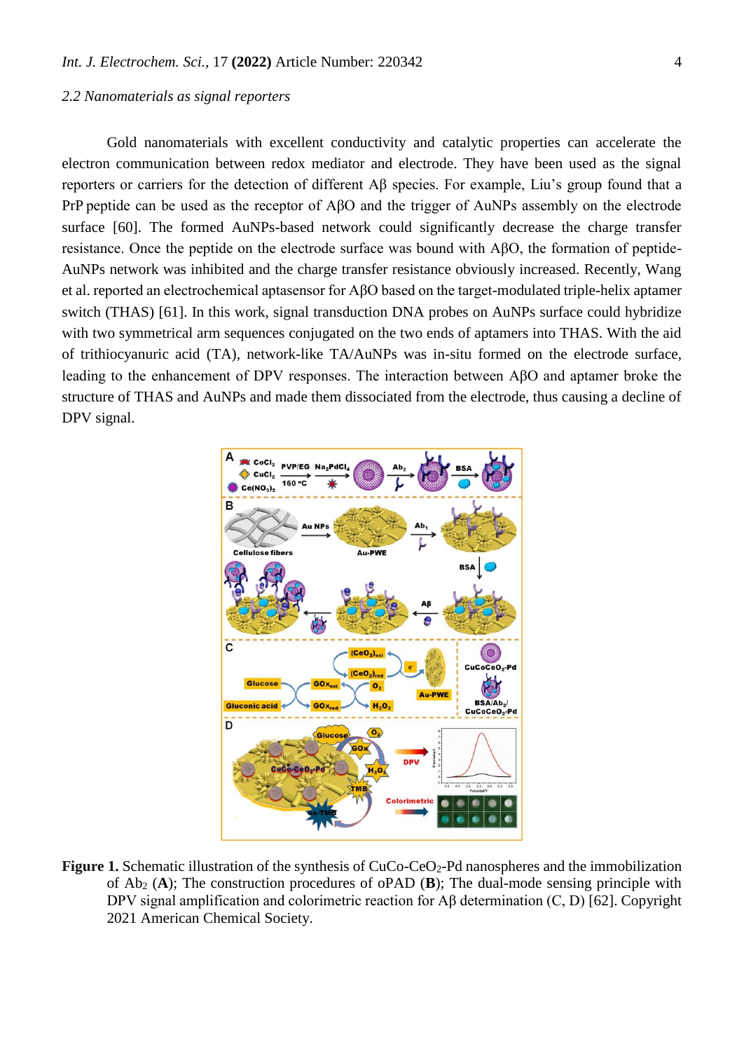### 2.2 Nanomaterials as signal reporters

Gold nanomaterials with excellent conductivity and catalytic properties can accelerate the electron communication between redox mediator and electrode. They have been used as the signal reporters or carriers for the detection of different Aβ species. For example, Liu's group found that a PrP peptide can be used as the receptor of AβO and the trigger of AuNPs assembly on the electrode surface [60]. The formed AuNPs-based network could significantly decrease the charge transfer resistance. Once the peptide on the electrode surface was bound with AβO, the formation of peptide-AuNPs network was inhibited and the charge transfer resistance obviously increased. Recently, Wang et al. reported an electrochemical aptasensor for AβO based on the target-modulated triple-helix aptamer switch (THAS) [61]. In this work, signal transduction DNA probes on AuNPs surface could hybridize with two symmetrical arm sequences conjugated on the two ends of aptamers into THAS. With the aid of trithiocyanuric acid (TA), network-like TA/AuNPs was in-situ formed on the electrode surface, leading to the enhancement of DPV responses. The interaction between AβO and aptamer broke the structure of THAS and AuNPs and made them dissociated from the electrode, thus causing a decline of DPV signal.

**Figure 1.** Schematic illustration of the synthesis of CuCo-$CeO_2$-Pd nanospheres and the immobilization of $Ab_2$ (**A**); The construction procedures of oPAD (**B**); The dual-mode sensing principle with DPV signal amplification and colorimetric reaction for Aβ determination (C, D) [62]. Copyright 2021 American Chemical Society.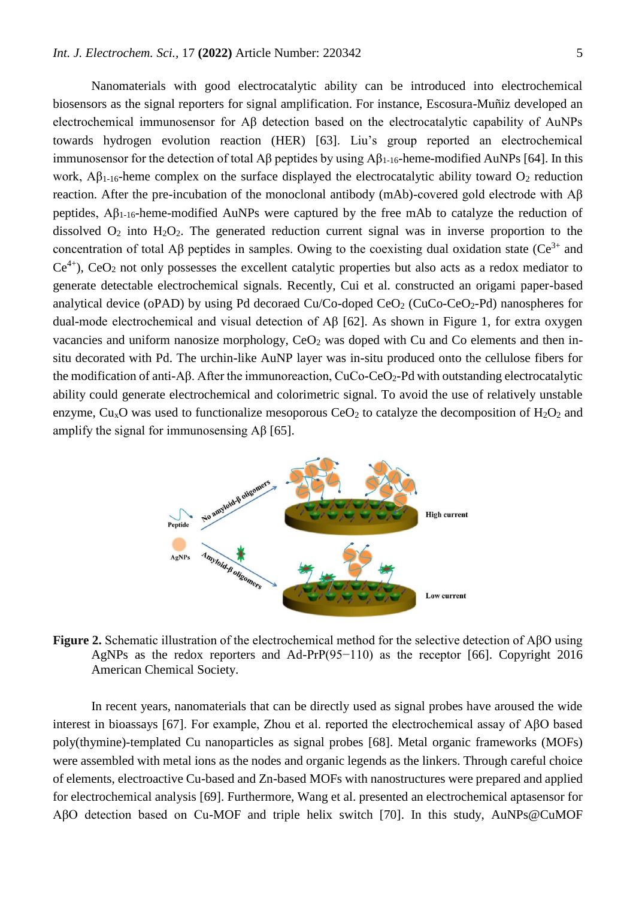Nanomaterials with good electrocatalytic ability can be introduced into electrochemical biosensors as the signal reporters for signal amplification. For instance, Escosura-Muñiz developed an electrochemical immunosensor for Aβ detection based on the electrocatalytic capability of AuNPs towards hydrogen evolution reaction (HER) [63]. Liu's group reported an electrochemical immunosensor for the detection of total Aβ peptides by using $A\beta_{1-16}$-heme-modified AuNPs [64]. In this work, $A\beta_{1-16}$-heme complex on the surface displayed the electrocatalytic ability toward $O_2$ reduction reaction. After the pre-incubation of the monoclonal antibody (mAb)-covered gold electrode with Aβ peptides, $A\beta_{1-16}$-heme-modified AuNPs were captured by the free mAb to catalyze the reduction of dissolved $O_2$ into $H_2O_2$. The generated reduction current signal was in inverse proportion to the concentration of total Aβ peptides in samples. Owing to the coexisting dual oxidation state ($Ce^{3+}$ and $Ce^{4+}$), $CeO_2$ not only possesses the excellent catalytic properties but also acts as a redox mediator to generate detectable electrochemical signals. Recently, Cui et al. constructed an origami paper-based analytical device (oPAD) by using Pd decoraed Cu/Co-doped $CeO_2$ (CuCo-$CeO_2$-Pd) nanospheres for dual-mode electrochemical and visual detection of Aβ [62]. As shown in Figure 1, for extra oxygen vacancies and uniform nanosize morphology, $CeO_2$ was doped with Cu and Co elements and then in-situ decorated with Pd. The urchin-like AuNP layer was in-situ produced onto the cellulose fibers for the modification of anti-Aβ. After the immunoreaction, CuCo-$CeO_2$-Pd with outstanding electrocatalytic ability could generate electrochemical and colorimetric signal. To avoid the use of relatively unstable enzyme, $Cu_xO$ was used to functionalize mesoporous $CeO_2$ to catalyze the decomposition of $H_2O_2$ and amplify the signal for immunosensing Aβ [65].

**Figure 2.** Schematic illustration of the electrochemical method for the selective detection of AβO using AgNPs as the redox reporters and Ad-PrP(95−110) as the receptor [66]. Copyright 2016 American Chemical Society.

In recent years, nanomaterials that can be directly used as signal probes have aroused the wide interest in bioassays [67]. For example, Zhou et al. reported the electrochemical assay of AβO based poly(thymine)-templated Cu nanoparticles as signal probes [68]. Metal organic frameworks (MOFs) were assembled with metal ions as the nodes and organic legends as the linkers. Through careful choice of elements, electroactive Cu-based and Zn-based MOFs with nanostructures were prepared and applied for electrochemical analysis [69]. Furthermore, Wang et al. presented an electrochemical aptasensor for AβO detection based on Cu-MOF and triple helix switch [70]. In this study, AuNPs@CuMOF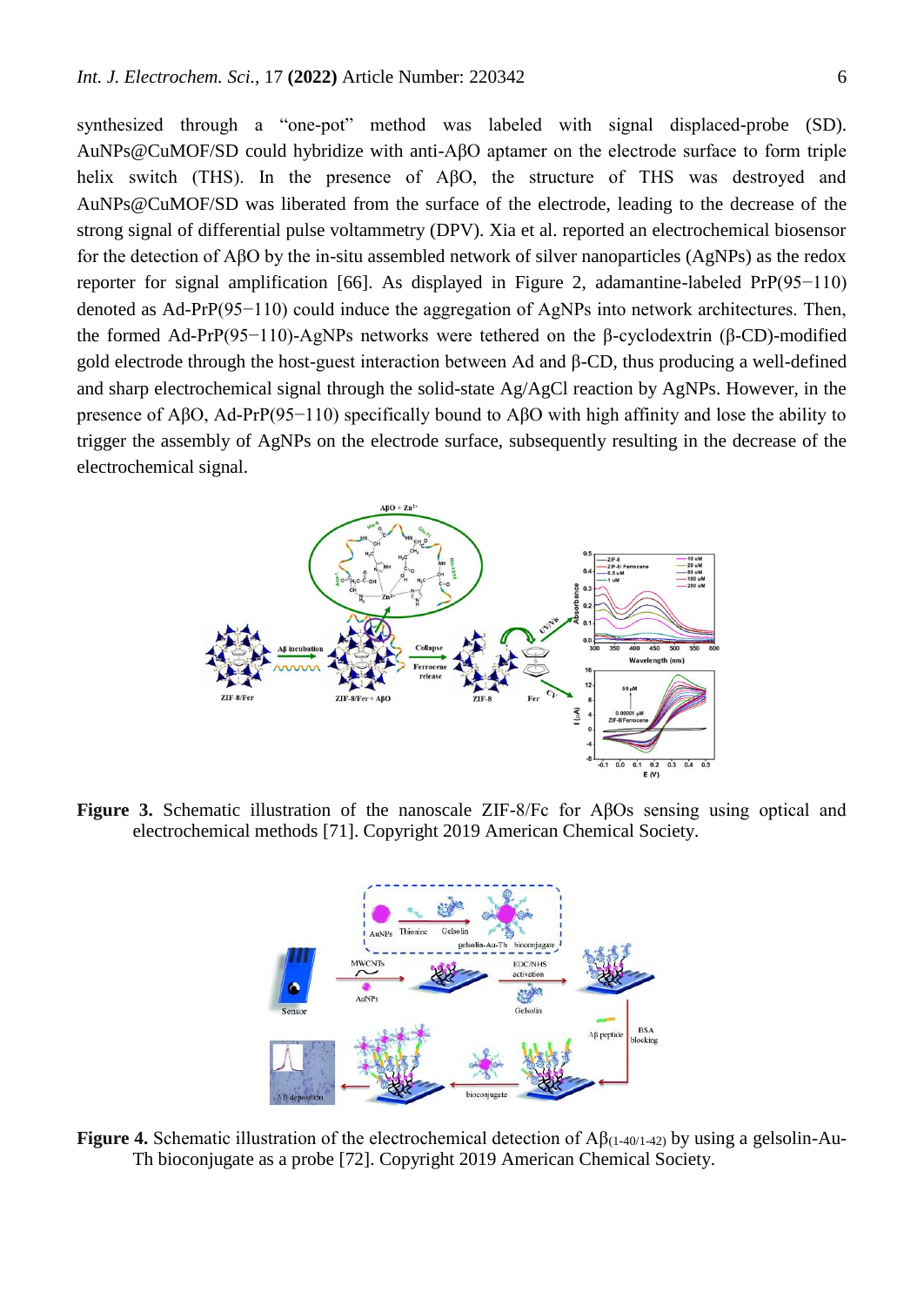synthesized through a "one-pot" method was labeled with signal displaced-probe (SD). AuNPs@CuMOF/SD could hybridize with anti-AβO aptamer on the electrode surface to form triple helix switch (THS). In the presence of AβO, the structure of THS was destroyed and AuNPs@CuMOF/SD was liberated from the surface of the electrode, leading to the decrease of the strong signal of differential pulse voltammetry (DPV). Xia et al. reported an electrochemical biosensor for the detection of AβO by the in-situ assembled network of silver nanoparticles (AgNPs) as the redox reporter for signal amplification [66]. As displayed in Figure 2, adamantine-labeled PrP(95−110) denoted as Ad-PrP(95−110) could induce the aggregation of AgNPs into network architectures. Then, the formed Ad-PrP(95−110)-AgNPs networks were tethered on the β-cyclodextrin (β-CD)-modified gold electrode through the host-guest interaction between Ad and β-CD, thus producing a well-defined and sharp electrochemical signal through the solid-state Ag/AgCl reaction by AgNPs. However, in the presence of AβO, Ad-PrP(95−110) specifically bound to AβO with high affinity and lose the ability to trigger the assembly of AgNPs on the electrode surface, subsequently resulting in the decrease of the electrochemical signal.

**Figure 3.** Schematic illustration of the nanoscale ZIF-8/Fc for AβOs sensing using optical and electrochemical methods [71]. Copyright 2019 American Chemical Society.

**Figure 4.** Schematic illustration of the electrochemical detection of $A\beta_{(1\text{-}40/1\text{-}42)}$ by using a gelsolin-Au-Th bioconjugate as a probe [72]. Copyright 2019 American Chemical Society.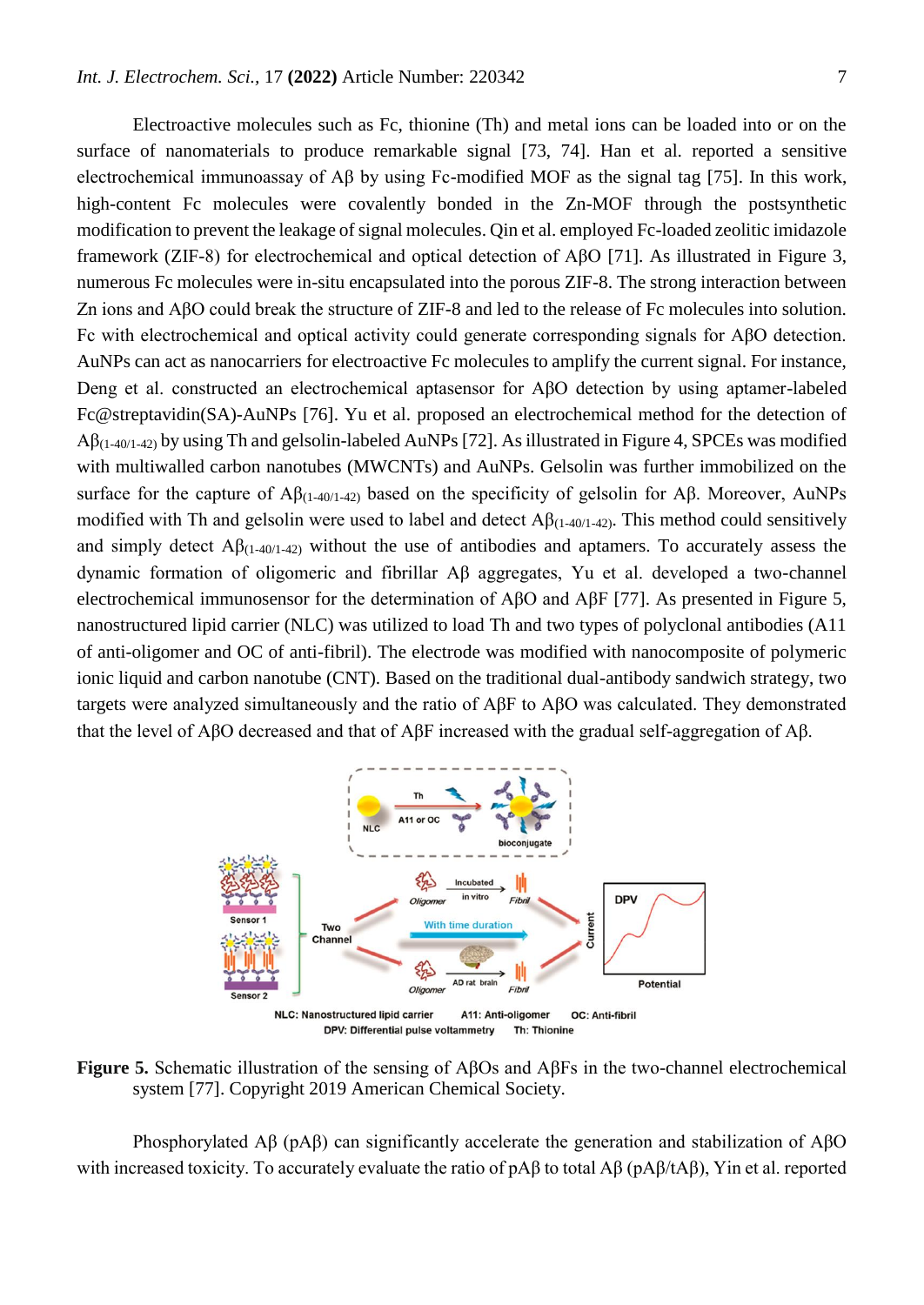Electroactive molecules such as Fc, thionine (Th) and metal ions can be loaded into or on the surface of nanomaterials to produce remarkable signal [73, 74]. Han et al. reported a sensitive electrochemical immunoassay of Aβ by using Fc-modified MOF as the signal tag [75]. In this work, high-content Fc molecules were covalently bonded in the Zn-MOF through the postsynthetic modification to prevent the leakage of signal molecules. Qin et al. employed Fc-loaded zeolitic imidazole framework (ZIF-8) for electrochemical and optical detection of AβO [71]. As illustrated in Figure 3, numerous Fc molecules were in-situ encapsulated into the porous ZIF-8. The strong interaction between Zn ions and AβO could break the structure of ZIF-8 and led to the release of Fc molecules into solution. Fc with electrochemical and optical activity could generate corresponding signals for AβO detection. AuNPs can act as nanocarriers for electroactive Fc molecules to amplify the current signal. For instance, Deng et al. constructed an electrochemical aptasensor for AβO detection by using aptamer-labeled Fc@streptavidin(SA)-AuNPs [76]. Yu et al. proposed an electrochemical method for the detection of $A\beta_{(1\text{-}40/1\text{-}42)}$ by using Th and gelsolin-labeled AuNPs [72]. As illustrated in Figure 4, SPCEs was modified with multiwalled carbon nanotubes (MWCNTs) and AuNPs. Gelsolin was further immobilized on the surface for the capture of $A\beta_{(1\text{-}40/1\text{-}42)}$ based on the specificity of gelsolin for Aβ. Moreover, AuNPs modified with Th and gelsolin were used to label and detect $A\beta_{(1\text{-}40/1\text{-}42)}$. This method could sensitively and simply detect $A\beta_{(1\text{-}40/1\text{-}42)}$ without the use of antibodies and aptamers. To accurately assess the dynamic formation of oligomeric and fibrillar Aβ aggregates, Yu et al. developed a two-channel electrochemical immunosensor for the determination of AβO and AβF [77]. As presented in Figure 5, nanostructured lipid carrier (NLC) was utilized to load Th and two types of polyclonal antibodies (A11 of anti-oligomer and OC of anti-fibril). The electrode was modified with nanocomposite of polymeric ionic liquid and carbon nanotube (CNT). Based on the traditional dual-antibody sandwich strategy, two targets were analyzed simultaneously and the ratio of AβF to AβO was calculated. They demonstrated that the level of AβO decreased and that of AβF increased with the gradual self-aggregation of Aβ.

**Figure 5.** Schematic illustration of the sensing of AβOs and AβFs in the two-channel electrochemical system [77]. Copyright 2019 American Chemical Society.

Phosphorylated Aβ (pAβ) can significantly accelerate the generation and stabilization of AβO with increased toxicity. To accurately evaluate the ratio of pAβ to total Aβ (pAβ/tAβ), Yin et al. reported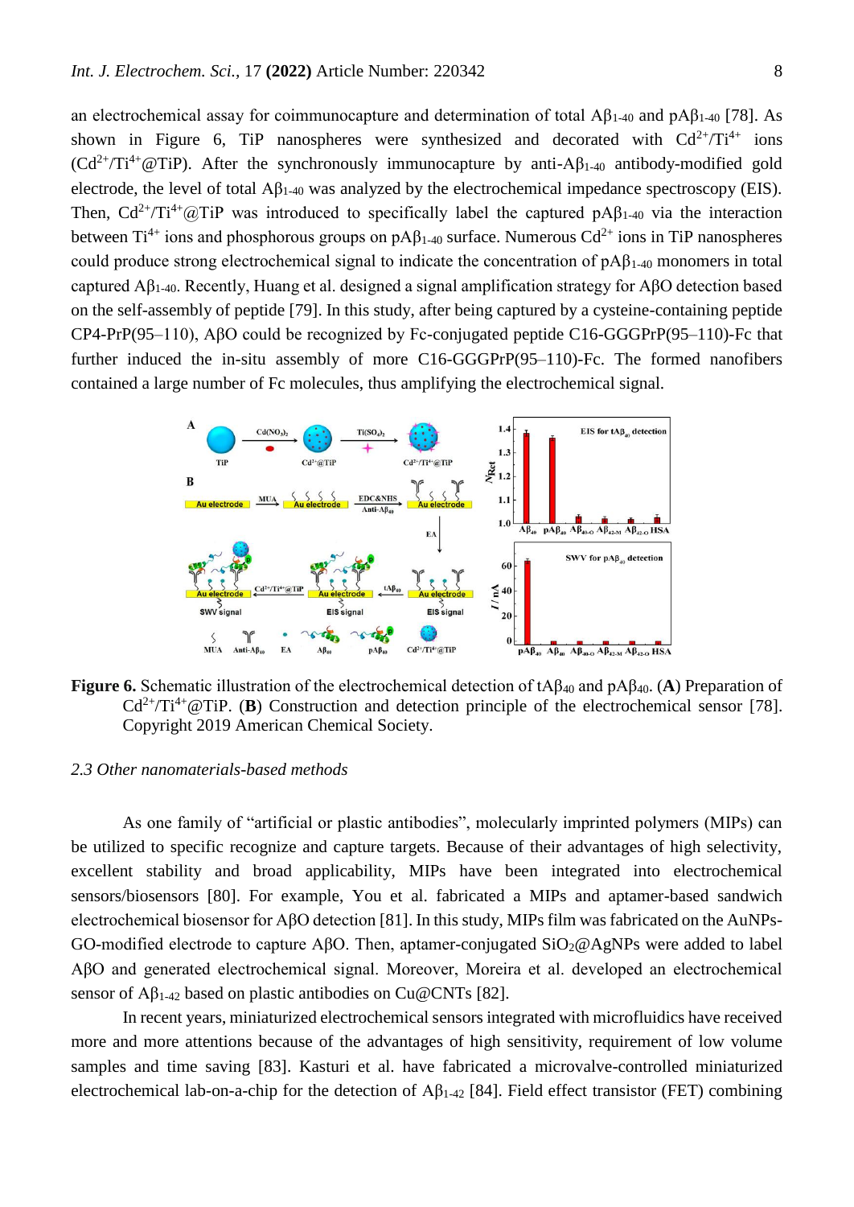an electrochemical assay for coimmunocapture and determination of total $A\beta_{1-40}$ and $pA\beta_{1-40}$ [78]. As shown in Figure 6, TiP nanospheres were synthesized and decorated with $Cd^{2+}/Ti^{4+}$ ions ($Cd^{2+}/Ti^{4+}$@TiP). After the synchronously immunocapture by anti-$A\beta_{1-40}$ antibody-modified gold electrode, the level of total $A\beta_{1-40}$ was analyzed by the electrochemical impedance spectroscopy (EIS). Then, $Cd^{2+}/Ti^{4+}$@TiP was introduced to specifically label the captured $pA\beta_{1-40}$ via the interaction between $Ti^{4+}$ ions and phosphorous groups on $pA\beta_{1-40}$ surface. Numerous $Cd^{2+}$ ions in TiP nanospheres could produce strong electrochemical signal to indicate the concentration of $pA\beta_{1-40}$ monomers in total captured $A\beta_{1-40}$. Recently, Huang et al. designed a signal amplification strategy for AβO detection based on the self-assembly of peptide [79]. In this study, after being captured by a cysteine-containing peptide CP4-PrP(95–110), AβO could be recognized by Fc-conjugated peptide C16-GGGPrP(95–110)-Fc that further induced the in-situ assembly of more C16-GGGPrP(95–110)-Fc. The formed nanofibers contained a large number of Fc molecules, thus amplifying the electrochemical signal.

**Figure 6.** Schematic illustration of the electrochemical detection of $tA\beta_{40}$ and $pA\beta_{40}$. (**A**) Preparation of $Cd^{2+}/Ti^{4+}$@TiP. (**B**) Construction and detection principle of the electrochemical sensor [78]. Copyright 2019 American Chemical Society.

### *2.3 Other nanomaterials-based methods*

As one family of "artificial or plastic antibodies", molecularly imprinted polymers (MIPs) can be utilized to specific recognize and capture targets. Because of their advantages of high selectivity, excellent stability and broad applicability, MIPs have been integrated into electrochemical sensors/biosensors [80]. For example, You et al. fabricated a MIPs and aptamer-based sandwich electrochemical biosensor for AβO detection [81]. In this study, MIPs film was fabricated on the AuNPs-GO-modified electrode to capture AβO. Then, aptamer-conjugated $SiO_2$@AgNPs were added to label AβO and generated electrochemical signal. Moreover, Moreira et al. developed an electrochemical sensor of $A\beta_{1-42}$ based on plastic antibodies on Cu@CNTs [82].

In recent years, miniaturized electrochemical sensors integrated with microfluidics have received more and more attentions because of the advantages of high sensitivity, requirement of low volume samples and time saving [83]. Kasturi et al. have fabricated a microvalve-controlled miniaturized electrochemical lab-on-a-chip for the detection of $A\beta_{1-42}$ [84]. Field effect transistor (FET) combining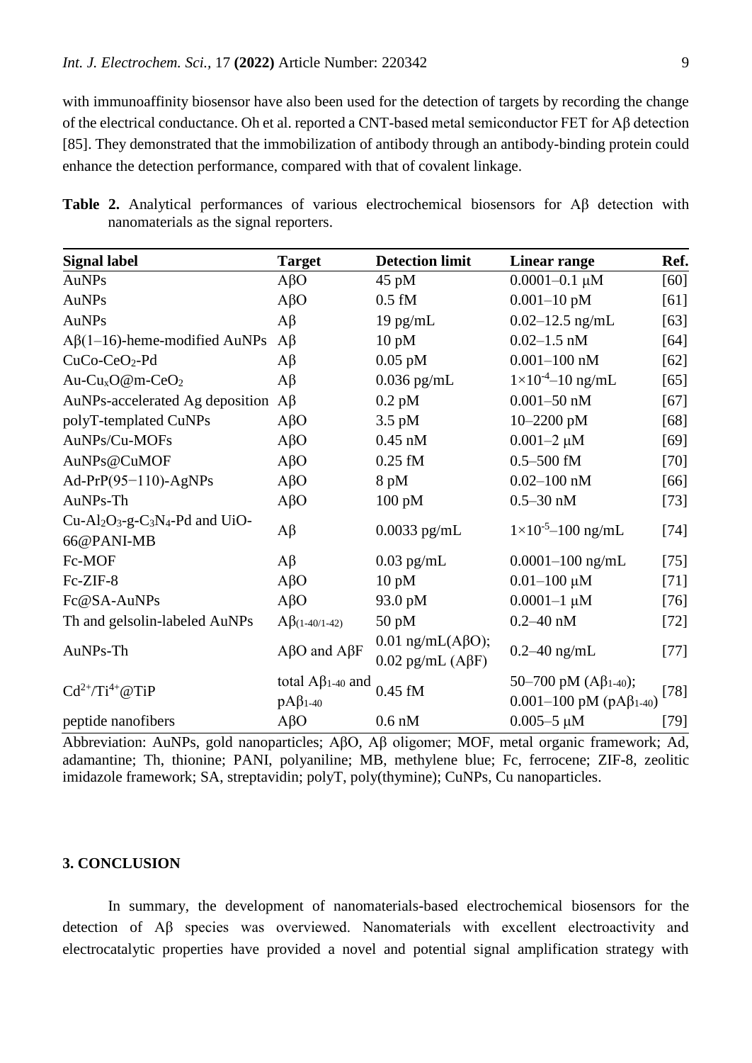with immunoaffinity biosensor have also been used for the detection of targets by recording the change of the electrical conductance. Oh et al. reported a CNT-based metal semiconductor FET for Aβ detection [85]. They demonstrated that the immobilization of antibody through an antibody-binding protein could enhance the detection performance, compared with that of covalent linkage.

**Table 2.** Analytical performances of various electrochemical biosensors for Aβ detection with nanomaterials as the signal reporters.

| Signal label | Target | Detection limit | Linear range | Ref. |
|---|---|---|---|---|
| AuNPs | AβO | 45 pM | 0.0001–0.1 μM | [60] |
| AuNPs | AβO | 0.5 fM | 0.001–10 pM | [61] |
| AuNPs | Aβ | 19 pg/mL | 0.02–12.5 ng/mL | [63] |
| Aβ(1–16)-heme-modified AuNPs | Aβ | 10 pM | 0.02–1.5 nM | [64] |
| CuCo-$CeO_2$-Pd | Aβ | 0.05 pM | 0.001–100 nM | [62] |
| Au-$Cu_xO$@m-$CeO_2$ | Aβ | 0.036 pg/mL | $1\times10^{-4}$–10 ng/mL | [65] |
| AuNPs-accelerated Ag deposition | Aβ | 0.2 pM | 0.001–50 nM | [67] |
| polyT-templated CuNPs | AβO | 3.5 pM | 10–2200 pM | [68] |
| AuNPs/Cu-MOFs | AβO | 0.45 nM | 0.001–2 μM | [69] |
| AuNPs@CuMOF | AβO | 0.25 fM | 0.5–500 fM | [70] |
| Ad-PrP(95−110)-AgNPs | AβO | 8 pM | 0.02–100 nM | [66] |
| AuNPs-Th | AβO | 100 pM | 0.5–30 nM | [73] |
| Cu-$Al_2O_3$-g-$C_3N_4$-Pd and UiO-66@PANI-MB | Aβ | 0.0033 pg/mL | $1\times10^{-5}$–100 ng/mL | [74] |
| Fc-MOF | Aβ | 0.03 pg/mL | 0.0001–100 ng/mL | [75] |
| Fc-ZIF-8 | AβO | 10 pM | 0.01–100 μM | [71] |
| Fc@SA-AuNPs | AβO | 93.0 pM | 0.0001–1 μM | [76] |
| Th and gelsolin-labeled AuNPs | $A\beta_{(1\text{-}40/1\text{-}42)}$ | 50 pM | 0.2–40 nM | [72] |
| AuNPs-Th | AβO and AβF | 0.01 ng/mL(AβO); 0.02 pg/mL (AβF) | 0.2–40 ng/mL | [77] |
| $Cd^{2+}/Ti^{4+}$@TiP | total $A\beta_{1\text{-}40}$ and $pA\beta_{1\text{-}40}$ | 0.45 fM | 50–700 pM ($A\beta_{1\text{-}40}$); 0.001–100 pM ($pA\beta_{1\text{-}40}$) | [78] |
| peptide nanofibers | AβO | 0.6 nM | 0.005–5 μM | [79] |

Abbreviation: AuNPs, gold nanoparticles; AβO, Aβ oligomer; MOF, metal organic framework; Ad, adamantine; Th, thionine; PANI, polyaniline; MB, methylene blue; Fc, ferrocene; ZIF-8, zeolitic imidazole framework; SA, streptavidin; polyT, poly(thymine); CuNPs, Cu nanoparticles.

## 3. CONCLUSION

In summary, the development of nanomaterials-based electrochemical biosensors for the detection of Aβ species was overviewed. Nanomaterials with excellent electroactivity and electrocatalytic properties have provided a novel and potential signal amplification strategy with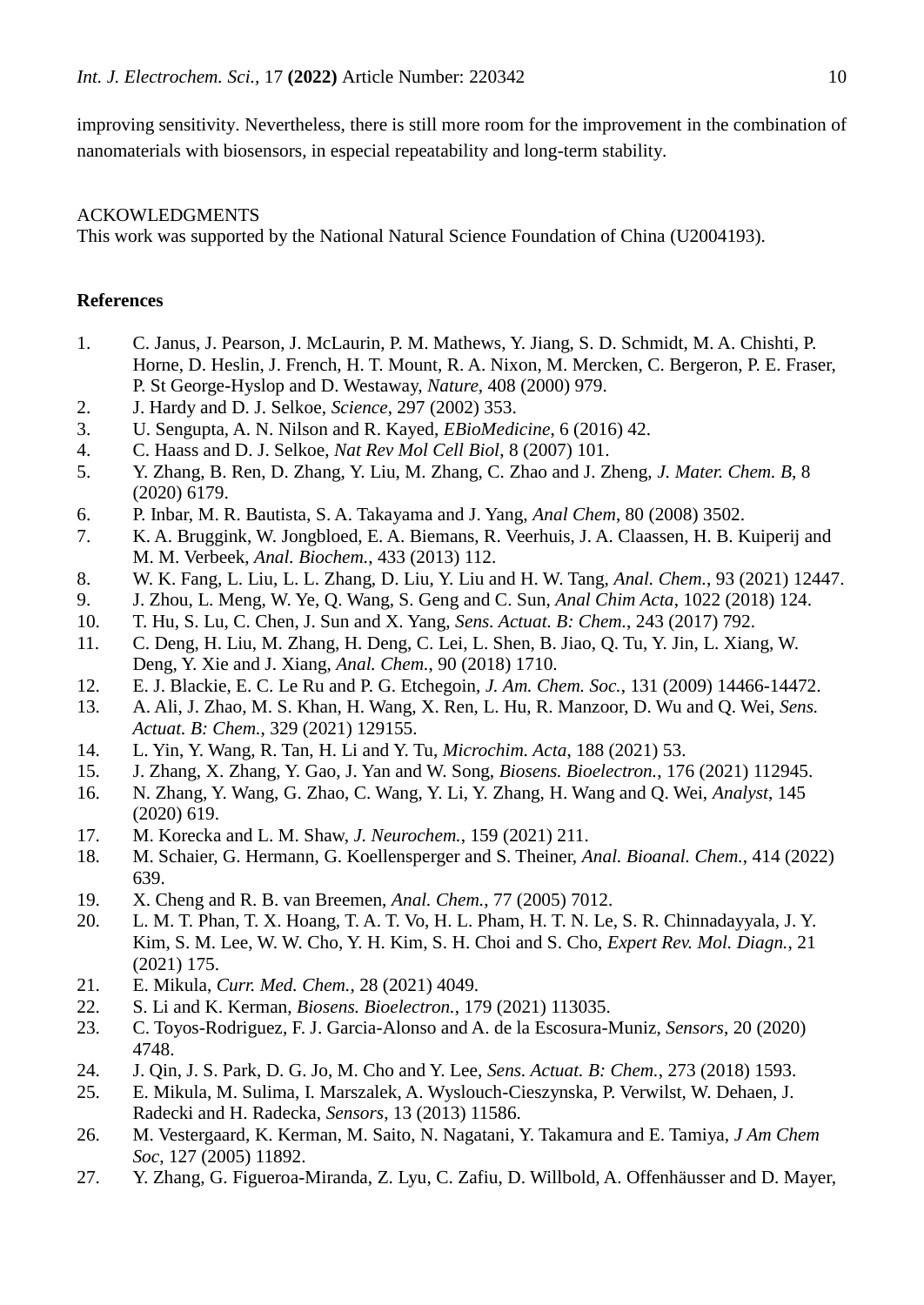improving sensitivity. Nevertheless, there is still more room for the improvement in the combination of nanomaterials with biosensors, in especial repeatability and long-term stability.

ACKOWLEDGMENTS

This work was supported by the National Natural Science Foundation of China (U2004193).

**References**

1. C. Janus, J. Pearson, J. McLaurin, P. M. Mathews, Y. Jiang, S. D. Schmidt, M. A. Chishti, P. Horne, D. Heslin, J. French, H. T. Mount, R. A. Nixon, M. Mercken, C. Bergeron, P. E. Fraser, P. St George-Hyslop and D. Westaway, *Nature*, 408 (2000) 979.
2. J. Hardy and D. J. Selkoe, *Science*, 297 (2002) 353.
3. U. Sengupta, A. N. Nilson and R. Kayed, *EBioMedicine*, 6 (2016) 42.
4. C. Haass and D. J. Selkoe, *Nat Rev Mol Cell Biol*, 8 (2007) 101.
5. Y. Zhang, B. Ren, D. Zhang, Y. Liu, M. Zhang, C. Zhao and J. Zheng, *J. Mater. Chem. B*, 8 (2020) 6179.
6. P. Inbar, M. R. Bautista, S. A. Takayama and J. Yang, *Anal Chem*, 80 (2008) 3502.
7. K. A. Bruggink, W. Jongbloed, E. A. Biemans, R. Veerhuis, J. A. Claassen, H. B. Kuiperij and M. M. Verbeek, *Anal. Biochem.*, 433 (2013) 112.
8. W. K. Fang, L. Liu, L. L. Zhang, D. Liu, Y. Liu and H. W. Tang, *Anal. Chem.*, 93 (2021) 12447.
9. J. Zhou, L. Meng, W. Ye, Q. Wang, S. Geng and C. Sun, *Anal Chim Acta*, 1022 (2018) 124.
10. T. Hu, S. Lu, C. Chen, J. Sun and X. Yang, *Sens. Actuat. B: Chem.*, 243 (2017) 792.
11. C. Deng, H. Liu, M. Zhang, H. Deng, C. Lei, L. Shen, B. Jiao, Q. Tu, Y. Jin, L. Xiang, W. Deng, Y. Xie and J. Xiang, *Anal. Chem.*, 90 (2018) 1710.
12. E. J. Blackie, E. C. Le Ru and P. G. Etchegoin, *J. Am. Chem. Soc.*, 131 (2009) 14466-14472.
13. A. Ali, J. Zhao, M. S. Khan, H. Wang, X. Ren, L. Hu, R. Manzoor, D. Wu and Q. Wei, *Sens. Actuat. B: Chem.*, 329 (2021) 129155.
14. L. Yin, Y. Wang, R. Tan, H. Li and Y. Tu, *Microchim. Acta*, 188 (2021) 53.
15. J. Zhang, X. Zhang, Y. Gao, J. Yan and W. Song, *Biosens. Bioelectron.*, 176 (2021) 112945.
16. N. Zhang, Y. Wang, G. Zhao, C. Wang, Y. Li, Y. Zhang, H. Wang and Q. Wei, *Analyst*, 145 (2020) 619.
17. M. Korecka and L. M. Shaw, *J. Neurochem.*, 159 (2021) 211.
18. M. Schaier, G. Hermann, G. Koellensperger and S. Theiner, *Anal. Bioanal. Chem.*, 414 (2022) 639.
19. X. Cheng and R. B. van Breemen, *Anal. Chem.*, 77 (2005) 7012.
20. L. M. T. Phan, T. X. Hoang, T. A. T. Vo, H. L. Pham, H. T. N. Le, S. R. Chinnadayyala, J. Y. Kim, S. M. Lee, W. W. Cho, Y. H. Kim, S. H. Choi and S. Cho, *Expert Rev. Mol. Diagn.*, 21 (2021) 175.
21. E. Mikula, *Curr. Med. Chem.*, 28 (2021) 4049.
22. S. Li and K. Kerman, *Biosens. Bioelectron.*, 179 (2021) 113035.
23. C. Toyos-Rodriguez, F. J. Garcia-Alonso and A. de la Escosura-Muniz, *Sensors*, 20 (2020) 4748.
24. J. Qin, J. S. Park, D. G. Jo, M. Cho and Y. Lee, *Sens. Actuat. B: Chem.*, 273 (2018) 1593.
25. E. Mikula, M. Sulima, I. Marszalek, A. Wyslouch-Cieszynska, P. Verwilst, W. Dehaen, J. Radecki and H. Radecka, *Sensors*, 13 (2013) 11586.
26. M. Vestergaard, K. Kerman, M. Saito, N. Nagatani, Y. Takamura and E. Tamiya, *J Am Chem Soc*, 127 (2005) 11892.
27. Y. Zhang, G. Figueroa-Miranda, Z. Lyu, C. Zafiu, D. Willbold, A. Offenhäusser and D. Mayer,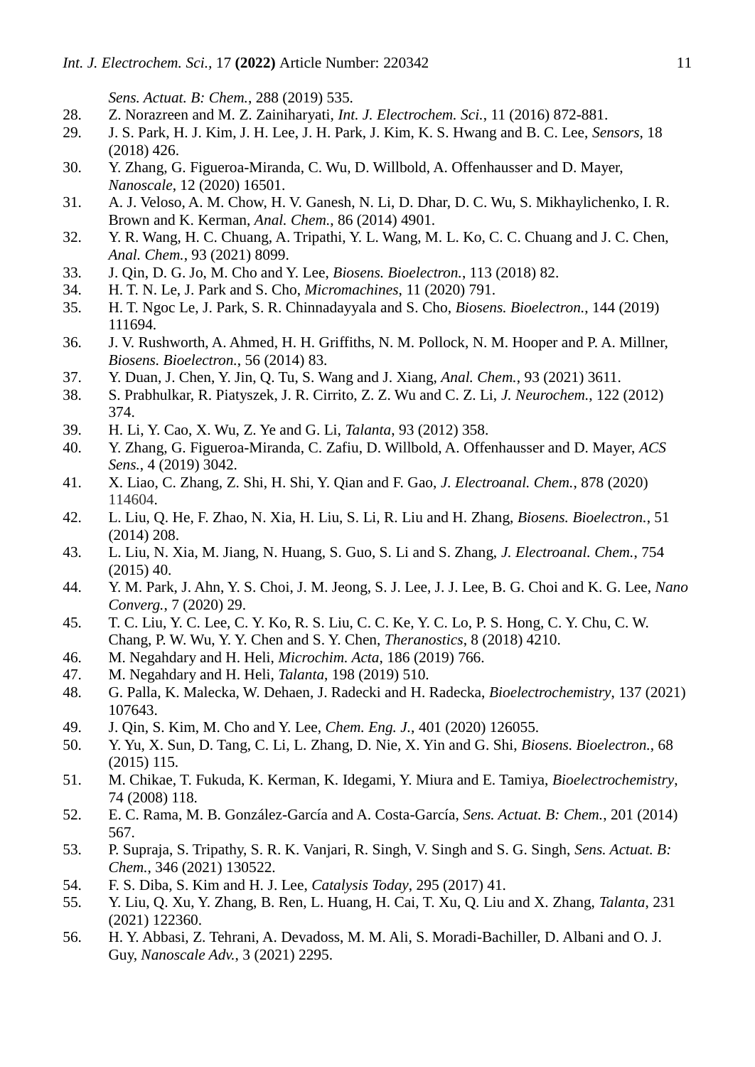*Sens. Actuat. B: Chem.*, 288 (2019) 535.

28. Z. Norazreen and M. Z. Zainiharyati, *Int. J. Electrochem. Sci.*, 11 (2016) 872-881.
29. J. S. Park, H. J. Kim, J. H. Lee, J. H. Park, J. Kim, K. S. Hwang and B. C. Lee, *Sensors*, 18 (2018) 426.
30. Y. Zhang, G. Figueroa-Miranda, C. Wu, D. Willbold, A. Offenhausser and D. Mayer, *Nanoscale*, 12 (2020) 16501.
31. A. J. Veloso, A. M. Chow, H. V. Ganesh, N. Li, D. Dhar, D. C. Wu, S. Mikhaylichenko, I. R. Brown and K. Kerman, *Anal. Chem.*, 86 (2014) 4901.
32. Y. R. Wang, H. C. Chuang, A. Tripathi, Y. L. Wang, M. L. Ko, C. C. Chuang and J. C. Chen, *Anal. Chem.*, 93 (2021) 8099.
33. J. Qin, D. G. Jo, M. Cho and Y. Lee, *Biosens. Bioelectron.*, 113 (2018) 82.
34. H. T. N. Le, J. Park and S. Cho, *Micromachines*, 11 (2020) 791.
35. H. T. Ngoc Le, J. Park, S. R. Chinnadayyala and S. Cho, *Biosens. Bioelectron.*, 144 (2019) 111694.
36. J. V. Rushworth, A. Ahmed, H. H. Griffiths, N. M. Pollock, N. M. Hooper and P. A. Millner, *Biosens. Bioelectron.*, 56 (2014) 83.
37. Y. Duan, J. Chen, Y. Jin, Q. Tu, S. Wang and J. Xiang, *Anal. Chem.*, 93 (2021) 3611.
38. S. Prabhulkar, R. Piatyszek, J. R. Cirrito, Z. Z. Wu and C. Z. Li, *J. Neurochem.*, 122 (2012) 374.
39. H. Li, Y. Cao, X. Wu, Z. Ye and G. Li, *Talanta*, 93 (2012) 358.
40. Y. Zhang, G. Figueroa-Miranda, C. Zafiu, D. Willbold, A. Offenhausser and D. Mayer, *ACS Sens.*, 4 (2019) 3042.
41. X. Liao, C. Zhang, Z. Shi, H. Shi, Y. Qian and F. Gao, *J. Electroanal. Chem.*, 878 (2020) 114604.
42. L. Liu, Q. He, F. Zhao, N. Xia, H. Liu, S. Li, R. Liu and H. Zhang, *Biosens. Bioelectron.*, 51 (2014) 208.
43. L. Liu, N. Xia, M. Jiang, N. Huang, S. Guo, S. Li and S. Zhang, *J. Electroanal. Chem.*, 754 (2015) 40.
44. Y. M. Park, J. Ahn, Y. S. Choi, J. M. Jeong, S. J. Lee, J. J. Lee, B. G. Choi and K. G. Lee, *Nano Converg.*, 7 (2020) 29.
45. T. C. Liu, Y. C. Lee, C. Y. Ko, R. S. Liu, C. C. Ke, Y. C. Lo, P. S. Hong, C. Y. Chu, C. W. Chang, P. W. Wu, Y. Y. Chen and S. Y. Chen, *Theranostics*, 8 (2018) 4210.
46. M. Negahdary and H. Heli, *Microchim. Acta*, 186 (2019) 766.
47. M. Negahdary and H. Heli, *Talanta*, 198 (2019) 510.
48. G. Palla, K. Malecka, W. Dehaen, J. Radecki and H. Radecka, *Bioelectrochemistry*, 137 (2021) 107643.
49. J. Qin, S. Kim, M. Cho and Y. Lee, *Chem. Eng. J.*, 401 (2020) 126055.
50. Y. Yu, X. Sun, D. Tang, C. Li, L. Zhang, D. Nie, X. Yin and G. Shi, *Biosens. Bioelectron.*, 68 (2015) 115.
51. M. Chikae, T. Fukuda, K. Kerman, K. Idegami, Y. Miura and E. Tamiya, *Bioelectrochemistry*, 74 (2008) 118.
52. E. C. Rama, M. B. González-García and A. Costa-García, *Sens. Actuat. B: Chem.*, 201 (2014) 567.
53. P. Supraja, S. Tripathy, S. R. K. Vanjari, R. Singh, V. Singh and S. G. Singh, *Sens. Actuat. B: Chem.*, 346 (2021) 130522.
54. F. S. Diba, S. Kim and H. J. Lee, *Catalysis Today*, 295 (2017) 41.
55. Y. Liu, Q. Xu, Y. Zhang, B. Ren, L. Huang, H. Cai, T. Xu, Q. Liu and X. Zhang, *Talanta*, 231 (2021) 122360.
56. H. Y. Abbasi, Z. Tehrani, A. Devadoss, M. M. Ali, S. Moradi-Bachiller, D. Albani and O. J. Guy, *Nanoscale Adv.*, 3 (2021) 2295.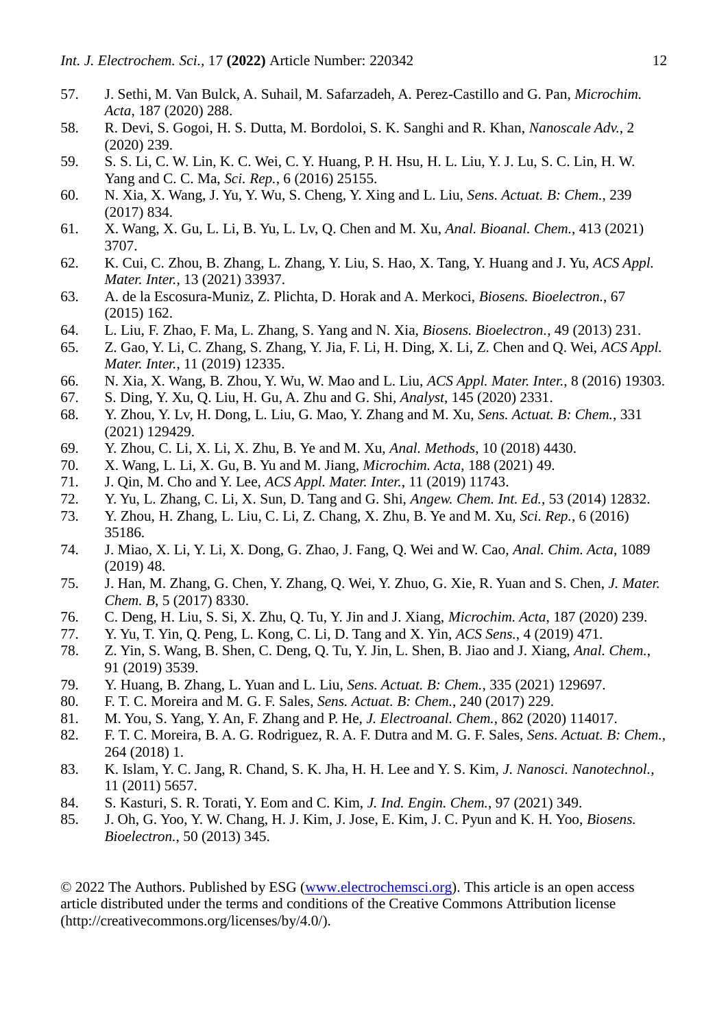57. J. Sethi, M. Van Bulck, A. Suhail, M. Safarzadeh, A. Perez-Castillo and G. Pan, *Microchim. Acta*, 187 (2020) 288.
58. R. Devi, S. Gogoi, H. S. Dutta, M. Bordoloi, S. K. Sanghi and R. Khan, *Nanoscale Adv.*, 2 (2020) 239.
59. S. S. Li, C. W. Lin, K. C. Wei, C. Y. Huang, P. H. Hsu, H. L. Liu, Y. J. Lu, S. C. Lin, H. W. Yang and C. C. Ma, *Sci. Rep.*, 6 (2016) 25155.
60. N. Xia, X. Wang, J. Yu, Y. Wu, S. Cheng, Y. Xing and L. Liu, *Sens. Actuat. B: Chem.*, 239 (2017) 834.
61. X. Wang, X. Gu, L. Li, B. Yu, L. Lv, Q. Chen and M. Xu, *Anal. Bioanal. Chem.*, 413 (2021) 3707.
62. K. Cui, C. Zhou, B. Zhang, L. Zhang, Y. Liu, S. Hao, X. Tang, Y. Huang and J. Yu, *ACS Appl. Mater. Inter.*, 13 (2021) 33937.
63. A. de la Escosura-Muniz, Z. Plichta, D. Horak and A. Merkoci, *Biosens. Bioelectron.*, 67 (2015) 162.
64. L. Liu, F. Zhao, F. Ma, L. Zhang, S. Yang and N. Xia, *Biosens. Bioelectron.*, 49 (2013) 231.
65. Z. Gao, Y. Li, C. Zhang, S. Zhang, Y. Jia, F. Li, H. Ding, X. Li, Z. Chen and Q. Wei, *ACS Appl. Mater. Inter.*, 11 (2019) 12335.
66. N. Xia, X. Wang, B. Zhou, Y. Wu, W. Mao and L. Liu, *ACS Appl. Mater. Inter.*, 8 (2016) 19303.
67. S. Ding, Y. Xu, Q. Liu, H. Gu, A. Zhu and G. Shi, *Analyst*, 145 (2020) 2331.
68. Y. Zhou, Y. Lv, H. Dong, L. Liu, G. Mao, Y. Zhang and M. Xu, *Sens. Actuat. B: Chem.*, 331 (2021) 129429.
69. Y. Zhou, C. Li, X. Li, X. Zhu, B. Ye and M. Xu, *Anal. Methods*, 10 (2018) 4430.
70. X. Wang, L. Li, X. Gu, B. Yu and M. Jiang, *Microchim. Acta*, 188 (2021) 49.
71. J. Qin, M. Cho and Y. Lee, *ACS Appl. Mater. Inter.*, 11 (2019) 11743.
72. Y. Yu, L. Zhang, C. Li, X. Sun, D. Tang and G. Shi, *Angew. Chem. Int. Ed.*, 53 (2014) 12832.
73. Y. Zhou, H. Zhang, L. Liu, C. Li, Z. Chang, X. Zhu, B. Ye and M. Xu, *Sci. Rep.*, 6 (2016) 35186.
74. J. Miao, X. Li, Y. Li, X. Dong, G. Zhao, J. Fang, Q. Wei and W. Cao, *Anal. Chim. Acta*, 1089 (2019) 48.
75. J. Han, M. Zhang, G. Chen, Y. Zhang, Q. Wei, Y. Zhuo, G. Xie, R. Yuan and S. Chen, *J. Mater. Chem. B*, 5 (2017) 8330.
76. C. Deng, H. Liu, S. Si, X. Zhu, Q. Tu, Y. Jin and J. Xiang, *Microchim. Acta*, 187 (2020) 239.
77. Y. Yu, T. Yin, Q. Peng, L. Kong, C. Li, D. Tang and X. Yin, *ACS Sens.*, 4 (2019) 471.
78. Z. Yin, S. Wang, B. Shen, C. Deng, Q. Tu, Y. Jin, L. Shen, B. Jiao and J. Xiang, *Anal. Chem.*, 91 (2019) 3539.
79. Y. Huang, B. Zhang, L. Yuan and L. Liu, *Sens. Actuat. B: Chem.*, 335 (2021) 129697.
80. F. T. C. Moreira and M. G. F. Sales, *Sens. Actuat. B: Chem.*, 240 (2017) 229.
81. M. You, S. Yang, Y. An, F. Zhang and P. He, *J. Electroanal. Chem.*, 862 (2020) 114017.
82. F. T. C. Moreira, B. A. G. Rodriguez, R. A. F. Dutra and M. G. F. Sales, *Sens. Actuat. B: Chem.*, 264 (2018) 1.
83. K. Islam, Y. C. Jang, R. Chand, S. K. Jha, H. H. Lee and Y. S. Kim, *J. Nanosci. Nanotechnol.*, 11 (2011) 5657.
84. S. Kasturi, S. R. Torati, Y. Eom and C. Kim, *J. Ind. Engin. Chem.*, 97 (2021) 349.
85. J. Oh, G. Yoo, Y. W. Chang, H. J. Kim, J. Jose, E. Kim, J. C. Pyun and K. H. Yoo, *Biosens. Bioelectron.*, 50 (2013) 345.

© 2022 The Authors. Published by ESG (www.electrochemsci.org). This article is an open access article distributed under the terms and conditions of the Creative Commons Attribution license (http://creativecommons.org/licenses/by/4.0/).